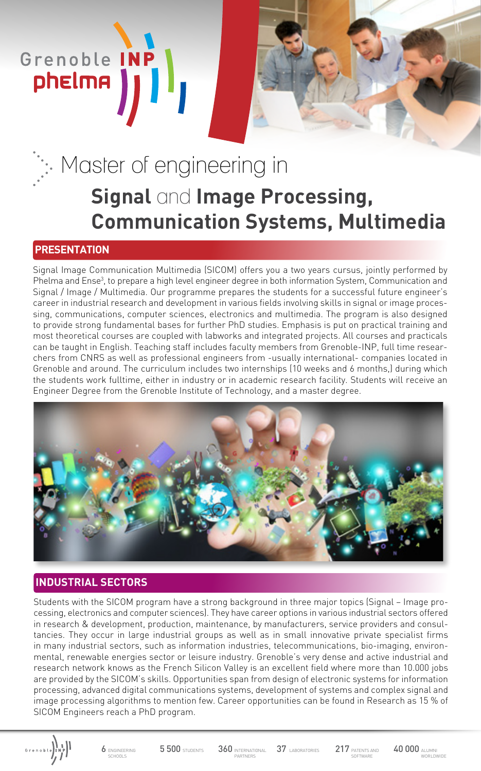Grenoble INP
phelma

# Master of engineering in

# Signal and Image Processing, Communication Systems, Multimedia

## PRESENTATION

Signal Image Communication Multimedia (SICOM) offers you a two years cursus, jointly performed by Phelma and Ense[3], to prepare a high level engineer degree in both information System, Communication and Signal / Image / Multimedia. Our programme prepares the students for a successful future engineer's career in industrial research and development in various fields involving skills in signal or image processing, communications, computer sciences, electronics and multimedia. The program is also designed to provide strong fundamental bases for further PhD studies. Emphasis is put on practical training and most theoretical courses are coupled with labworks and integrated projects. All courses and practicals can be taught in English. Teaching staff includes faculty members from Grenoble-INP, full time researchers from CNRS as well as professional engineers from -usually international- companies located in Grenoble and around. The curriculum includes two internships (10 weeks and 6 months,) during which the students work fulltime, either in industry or in academic research facility. Students will receive an Engineer Degree from the Grenoble Institute of Technology, and a master degree.

## INDUSTRIAL SECTORS

Students with the SICOM program have a strong background in three major topics (Signal – Image processing, electronics and computer sciences). They have career options in various industrial sectors offered in research & development, production, maintenance, by manufacturers, service providers and consultancies. They occur in large industrial groups as well as in small innovative private specialist firms in many industrial sectors, such as information industries, telecommunications, bio-imaging, environmental, renewable energies sector or leisure industry. Grenoble's very dense and active industrial and research network knows as the French Silicon Valley is an excellent field where more than 10.000 jobs are provided by the SICOM's skills. Opportunities span from design of electronic systems for information processing, advanced digital communications systems, development of systems and complex signal and image processing algorithms to mention few. Career opportunities can be found in Research as 15 % of SICOM Engineers reach a PhD program.

Grenoble INP — **6** ENGINEERING SCHOOLS · **5 500** STUDENTS · **360** INTERNATIONAL PARTNERS · **37** LABORATORIES · **217** PATENTS AND SOFTWARE · **40 000** ALUMNI WORLDWIDE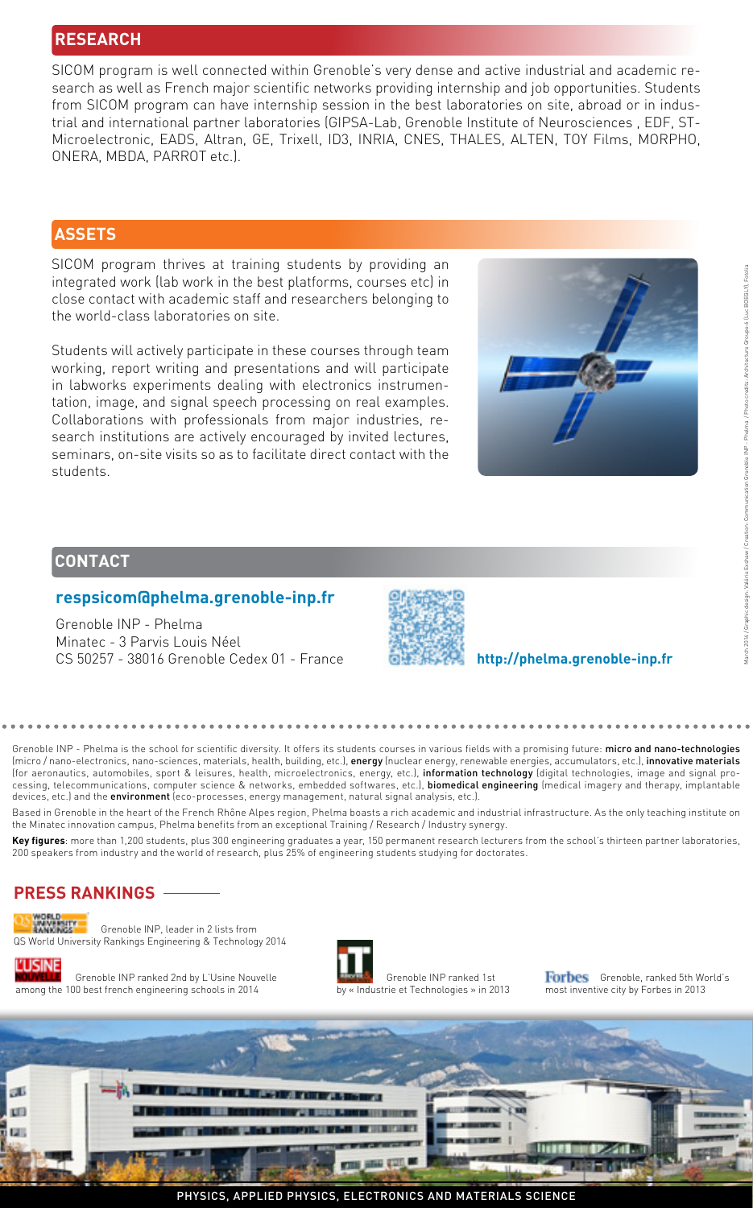## RESEARCH

SICOM program is well connected within Grenoble's very dense and active industrial and academic research as well as French major scientific networks providing internship and job opportunities. Students from SICOM program can have internship session in the best laboratories on site, abroad or in industrial and international partner laboratories (GIPSA-Lab, Grenoble Institute of Neurosciences , EDF, ST-Microelectronic, EADS, Altran, GE, Trixell, ID3, INRIA, CNES, THALES, ALTEN, TOY Films, MORPHO, ONERA, MBDA, PARROT etc.).

## ASSETS

SICOM program thrives at training students by providing an integrated work (lab work in the best platforms, courses etc) in close contact with academic staff and researchers belonging to the world-class laboratories on site.

Students will actively participate in these courses through team working, report writing and presentations and will participate in labworks experiments dealing with electronics instrumentation, image, and signal speech processing on real examples. Collaborations with professionals from major industries, research institutions are actively encouraged by invited lectures, seminars, on-site visits so as to facilitate direct contact with the students.

## CONTACT

**respsicom@phelma.grenoble-inp.fr**

Grenoble INP - Phelma
Minatec - 3 Parvis Louis Néel
CS 50257 - 38016 Grenoble Cedex 01 - France

**http://phelma.grenoble-inp.fr**

March 2014 / Graphic design: Valérie Exshaw / Création: Communication Grenoble INP - Phelma / Photo credits: Architecture Groupe-6 (Luc BOEGLY), Fotolia

Grenoble INP - Phelma is the school for scientific diversity. It offers its students courses in various fields with a promising future: **micro and nano-technologies** (micro / nano-electronics, nano-sciences, materials, health, building, etc.), **energy** (nuclear energy, renewable energies, accumulators, etc.), **innovative materials** (for aeronautics, automobiles, sport & leisures, health, microelectronics, energy, etc.), **information technology** (digital technologies, image and signal processing, telecommunications, computer science & networks, embedded softwares, etc.), **biomedical engineering** (medical imagery and therapy, implantable devices, etc.) and the **environment** (eco-processes, energy management, natural signal analysis, etc.).

Based in Grenoble in the heart of the French Rhône Alpes region, Phelma boasts a rich academic and industrial infrastructure. As the only teaching institute on the Minatec innovation campus, Phelma benefits from an exceptional Training / Research / Industry synergy.

**Key figures**: more than 1,200 students, plus 300 engineering graduates a year, 150 permanent research lecturers from the school's thirteen partner laboratories, 200 speakers from industry and the world of research, plus 25% of engineering students studying for doctorates.

## PRESS RANKINGS

Grenoble INP, leader in 2 lists from QS World University Rankings Engineering & Technology 2014

Grenoble INP ranked 2nd by L'Usine Nouvelle among the 100 best french engineering schools in 2014

Grenoble INP ranked 1st by « Industrie et Technologies » in 2013

Grenoble, ranked 5th World's most inventive city by Forbes in 2013

PHYSICS, APPLIED PHYSICS, ELECTRONICS AND MATERIALS SCIENCE